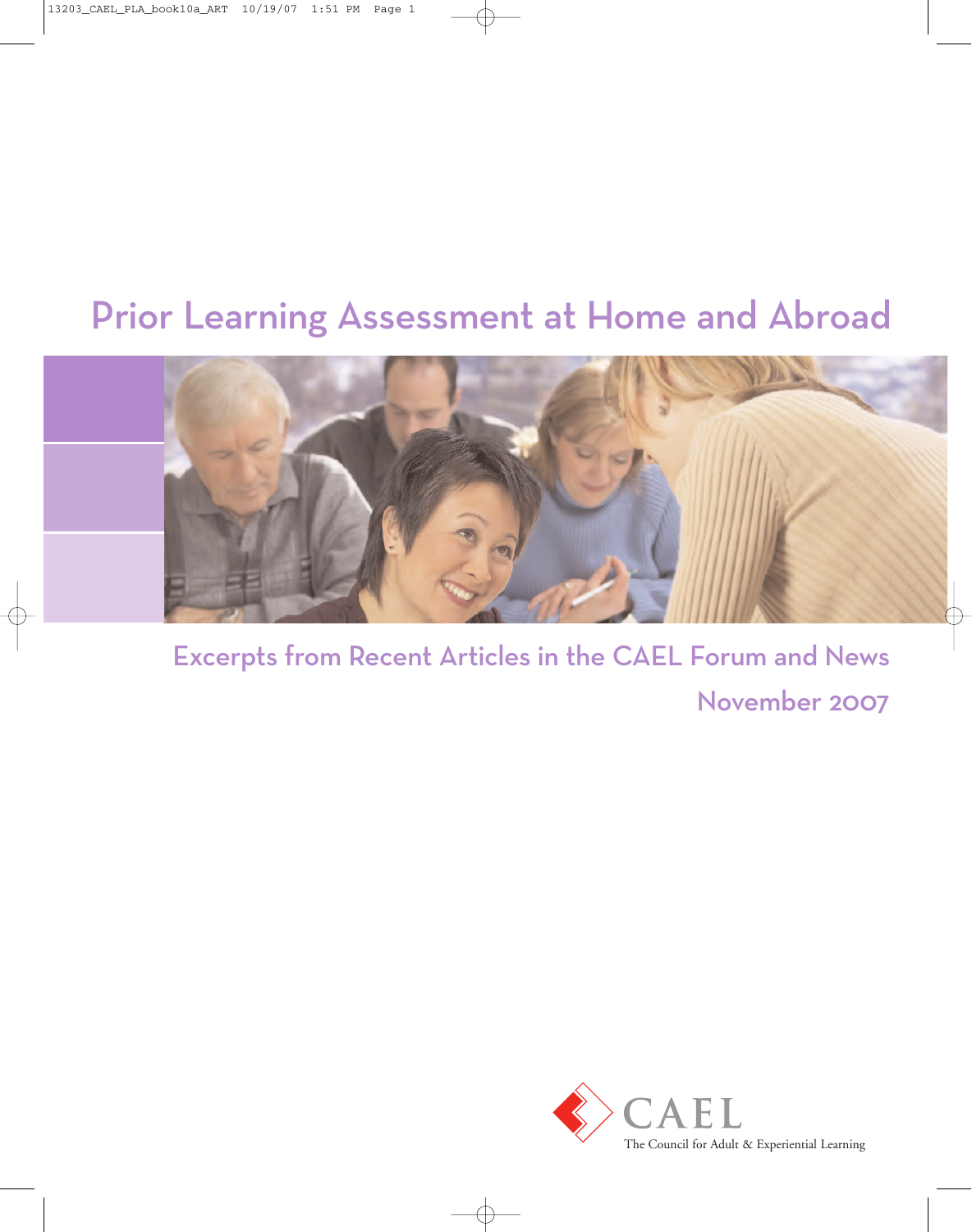# Prior Learning Assessment at Home and Abroad

## Excerpts from Recent Articles in the CAEL Forum and News

November 2007

CAEL

The Council for Adult & Experiential Learning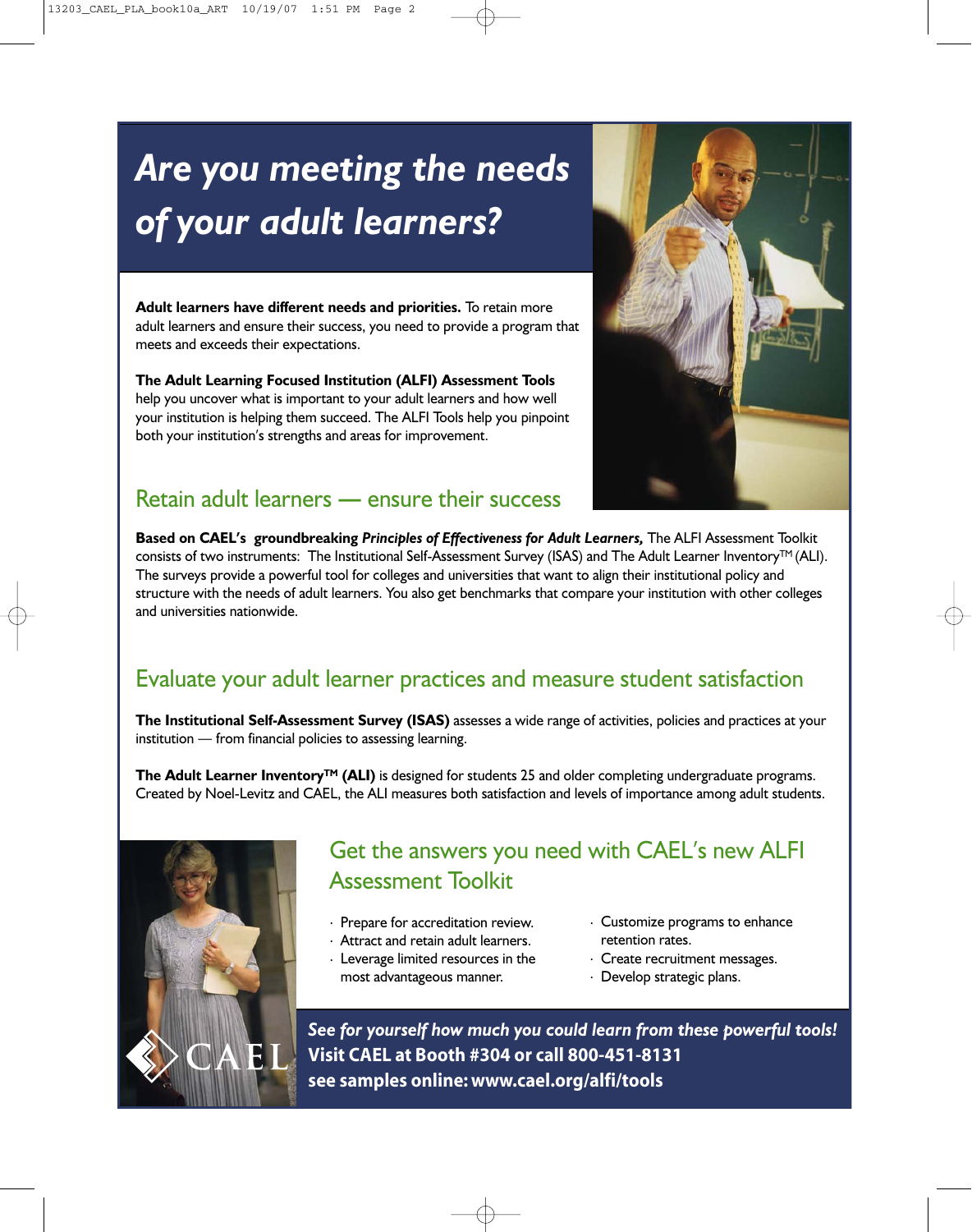# *Are you meeting the needs of your adult learners?*

**Adult learners have different needs and priorities.** To retain more adult learners and ensure their success, you need to provide a program that meets and exceeds their expectations.

**The Adult Learning Focused Institution (ALFI) Assessment Tools** help you uncover what is important to your adult learners and how well your institution is helping them succeed. The ALFI Tools help you pinpoint both your institution's strengths and areas for improvement.

## Retain adult learners — ensure their success

**Based on CAEL's groundbreaking *Principles of Effectiveness for Adult Learners,*** The ALFI Assessment Toolkit consists of two instruments: The Institutional Self-Assessment Survey (ISAS) and The Adult Learner Inventory™ (ALI). The surveys provide a powerful tool for colleges and universities that want to align their institutional policy and structure with the needs of adult learners. You also get benchmarks that compare your institution with other colleges and universities nationwide.

## Evaluate your adult learner practices and measure student satisfaction

**The Institutional Self-Assessment Survey (ISAS)** assesses a wide range of activities, policies and practices at your institution — from financial policies to assessing learning.

**The Adult Learner Inventory™ (ALI)** is designed for students 25 and older completing undergraduate programs. Created by Noel-Levitz and CAEL, the ALI measures both satisfaction and levels of importance among adult students.

## Get the answers you need with CAEL's new ALFI Assessment Toolkit

- Prepare for accreditation review.
- Attract and retain adult learners.
- Leverage limited resources in the most advantageous manner.
- Customize programs to enhance retention rates.
- Create recruitment messages.
- Develop strategic plans.

CAEL

***See for yourself how much you could learn from these powerful tools!***
**Visit CAEL at Booth #304 or call 800-451-8131**
**see samples online: www.cael.org/alfi/tools**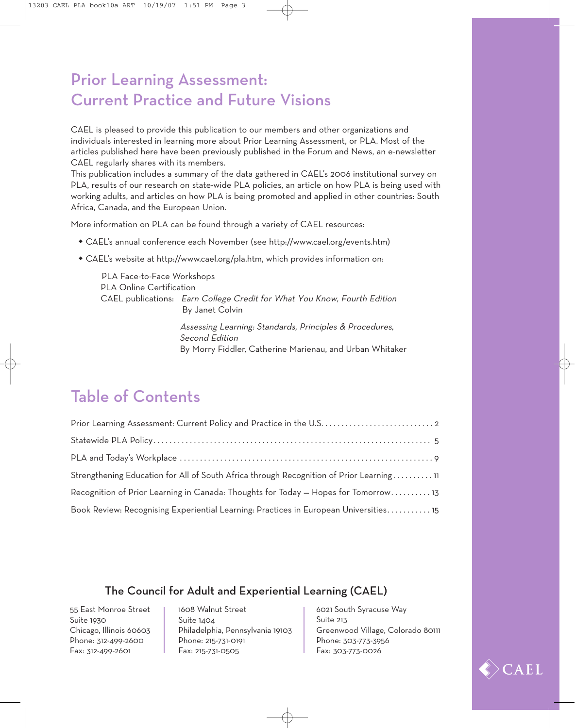# Prior Learning Assessment: Current Practice and Future Visions

CAEL is pleased to provide this publication to our members and other organizations and individuals interested in learning more about Prior Learning Assessment, or PLA. Most of the articles published here have been previously published in the Forum and News, an e-newsletter CAEL regularly shares with its members.

This publication includes a summary of the data gathered in CAEL's 2006 institutional survey on PLA, results of our research on state-wide PLA policies, an article on how PLA is being used with working adults, and articles on how PLA is being promoted and applied in other countries: South Africa, Canada, and the European Union.

More information on PLA can be found through a variety of CAEL resources:

- CAEL's annual conference each November (see http://www.cael.org/events.htm)
- CAEL's website at http://www.cael.org/pla.htm, which provides information on:

  PLA Face-to-Face Workshops
  PLA Online Certification
  CAEL publications: *Earn College Credit for What You Know, Fourth Edition*
  By Janet Colvin

  *Assessing Learning: Standards, Principles & Procedures, Second Edition*
  By Morry Fiddler, Catherine Marienau, and Urban Whitaker

# Table of Contents

Prior Learning Assessment: Current Policy and Practice in the U.S. . . . . . . . 2

Statewide PLA Policy . . . . . . . . 5

PLA and Today's Workplace . . . . . . . . 9

Strengthening Education for All of South Africa through Recognition of Prior Learning . . . . . . . . 11

Recognition of Prior Learning in Canada: Thoughts for Today — Hopes for Tomorrow . . . . . . . . 13

Book Review: Recognising Experiential Learning: Practices in European Universities . . . . . . . . 15

## The Council for Adult and Experiential Learning (CAEL)

55 East Monroe Street
Suite 1930
Chicago, Illinois 60603
Phone: 312-499-2600
Fax: 312-499-2601

1608 Walnut Street
Suite 1404
Philadelphia, Pennsylvania 19103
Phone: 215-731-0191
Fax: 215-731-0505

6021 South Syracuse Way
Suite 213
Greenwood Village, Colorado 80111
Phone: 303-773-3956
Fax: 303-773-0026

CAEL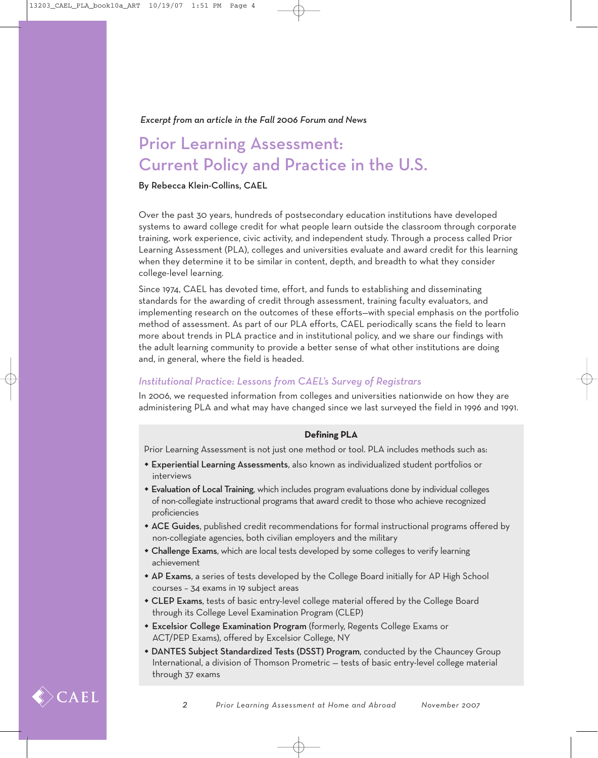*Excerpt from an article in the Fall 2006 Forum and News*

# Prior Learning Assessment: Current Policy and Practice in the U.S.

By Rebecca Klein-Collins, CAEL

Over the past 30 years, hundreds of postsecondary education institutions have developed systems to award college credit for what people learn outside the classroom through corporate training, work experience, civic activity, and independent study. Through a process called Prior Learning Assessment (PLA), colleges and universities evaluate and award credit for this learning when they determine it to be similar in content, depth, and breadth to what they consider college-level learning.

Since 1974, CAEL has devoted time, effort, and funds to establishing and disseminating standards for the awarding of credit through assessment, training faculty evaluators, and implementing research on the outcomes of these efforts—with special emphasis on the portfolio method of assessment. As part of our PLA efforts, CAEL periodically scans the field to learn more about trends in PLA practice and in institutional policy, and we share our findings with the adult learning community to provide a better sense of what other institutions are doing and, in general, where the field is headed.

## *Institutional Practice: Lessons from CAEL's Survey of Registrars*

In 2006, we requested information from colleges and universities nationwide on how they are administering PLA and what may have changed since we last surveyed the field in 1996 and 1991.

> **Defining PLA**
>
> Prior Learning Assessment is not just one method or tool. PLA includes methods such as:
>
> - **Experiential Learning Assessments**, also known as individualized student portfolios or interviews
> - **Evaluation of Local Training**, which includes program evaluations done by individual colleges of non-collegiate instructional programs that award credit to those who achieve recognized proficiencies
> - **ACE Guides**, published credit recommendations for formal instructional programs offered by non-collegiate agencies, both civilian employers and the military
> - **Challenge Exams**, which are local tests developed by some colleges to verify learning achievement
> - **AP Exams**, a series of tests developed by the College Board initially for AP High School courses – 34 exams in 19 subject areas
> - **CLEP Exams**, tests of basic entry-level college material offered by the College Board through its College Level Examination Program (CLEP)
> - **Excelsior College Examination Program** (formerly, Regents College Exams or ACT/PEP Exams), offered by Excelsior College, NY
> - **DANTES Subject Standardized Tests (DSST) Program**, conducted by the Chauncey Group International, a division of Thomson Prometric — tests of basic entry-level college material through 37 exams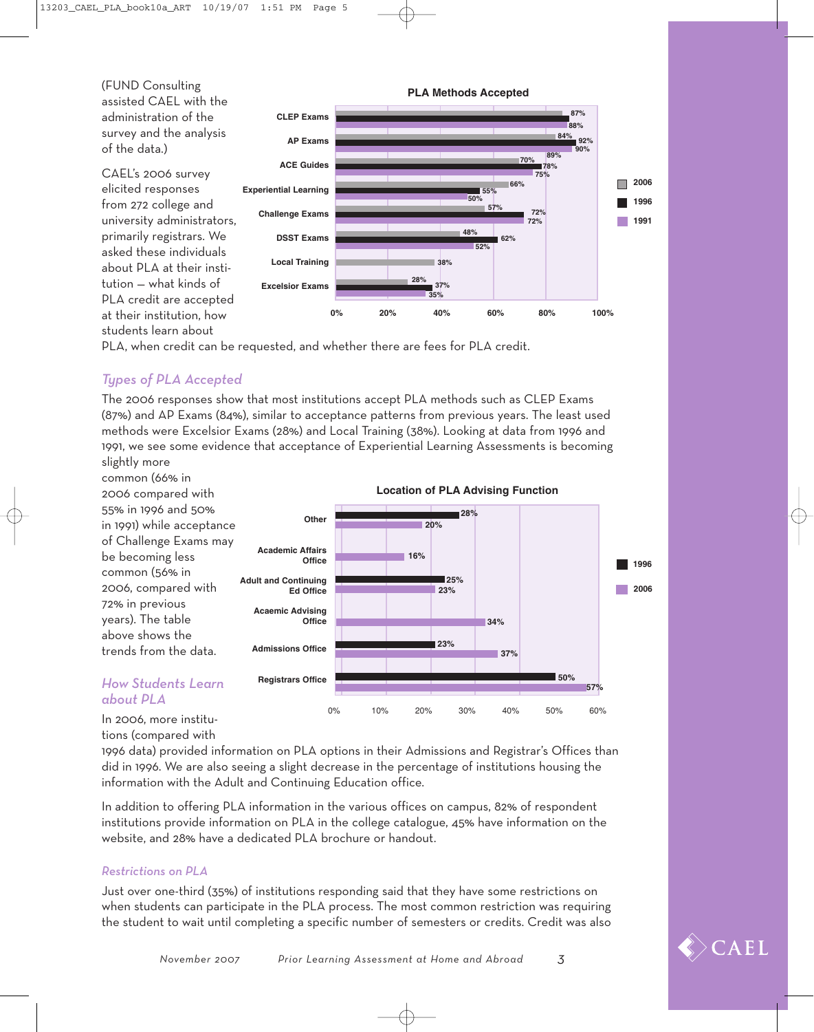(FUND Consulting assisted CAEL with the administration of the survey and the analysis of the data.)

CAEL's 2006 survey elicited responses from 272 college and university administrators, primarily registrars. We asked these individuals about PLA at their institution — what kinds of PLA credit are accepted at their institution, how students learn about PLA, when credit can be requested, and whether there are fees for PLA credit.

**PLA Methods Accepted**

| Method | 2006 | 1996 | 1991 |
|---|---|---|---|
| CLEP Exams | 87% | | 88% |
| AP Exams | 84% | 92% | 90% |
| ACE Guides | 70% | 89% / 78% | 75% |
| Experiential Learning | 66% | 55% | 50% |
| Challenge Exams | 57% | 72% | 72% |
| DSST Exams | 48% | 62% | 52% |
| Local Training | 38% | | |
| Excelsior Exams | 28% | 37% | 35% |

## *Types of PLA Accepted*

The 2006 responses show that most institutions accept PLA methods such as CLEP Exams (87%) and AP Exams (84%), similar to acceptance patterns from previous years. The least used methods were Excelsior Exams (28%) and Local Training (38%). Looking at data from 1996 and 1991, we see some evidence that acceptance of Experiential Learning Assessments is becoming slightly more common (66% in 2006 compared with 55% in 1996 and 50% in 1991) while acceptance of Challenge Exams may be becoming less common (56% in 2006, compared with 72% in previous years). The table above shows the trends from the data.

**Location of PLA Advising Function**

| Location | 1996 | 2006 |
|---|---|---|
| Other | 28% | 20% |
| Academic Affairs Office | | 16% |
| Adult and Continuing Ed Office | 25% | 23% |
| Acaemic Advising Office | | 34% |
| Admissions Office | 23% | 37% |
| Registrars Office | 50% | 57% |

## *How Students Learn about PLA*

In 2006, more institutions (compared with 1996 data) provided information on PLA options in their Admissions and Registrar's Offices than did in 1996. We are also seeing a slight decrease in the percentage of institutions housing the information with the Adult and Continuing Education office.

In addition to offering PLA information in the various offices on campus, 82% of respondent institutions provide information on PLA in the college catalogue, 45% have information on the website, and 28% have a dedicated PLA brochure or handout.

## *Restrictions on PLA*

Just over one-third (35%) of institutions responding said that they have some restrictions on when students can participate in the PLA process. The most common restriction was requiring the student to wait until completing a specific number of semesters or credits. Credit was also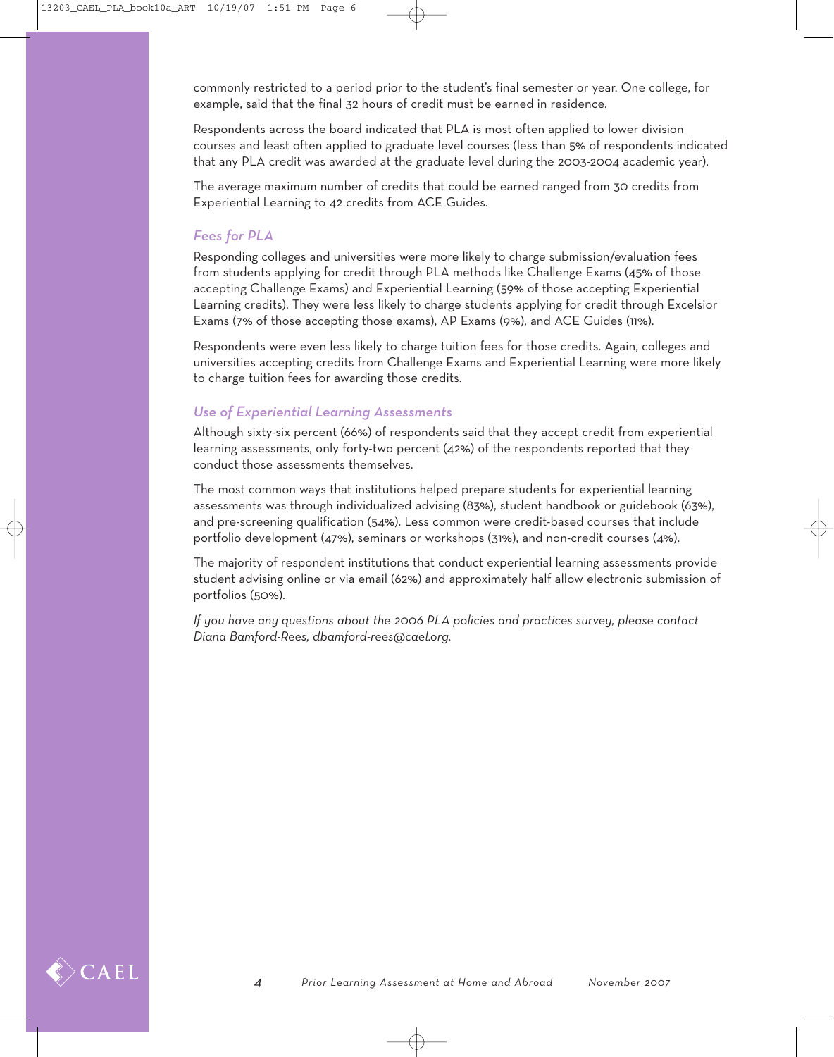commonly restricted to a period prior to the student's final semester or year. One college, for example, said that the final 32 hours of credit must be earned in residence.

Respondents across the board indicated that PLA is most often applied to lower division courses and least often applied to graduate level courses (less than 5% of respondents indicated that any PLA credit was awarded at the graduate level during the 2003-2004 academic year).

The average maximum number of credits that could be earned ranged from 30 credits from Experiential Learning to 42 credits from ACE Guides.

### *Fees for PLA*

Responding colleges and universities were more likely to charge submission/evaluation fees from students applying for credit through PLA methods like Challenge Exams (45% of those accepting Challenge Exams) and Experiential Learning (59% of those accepting Experiential Learning credits). They were less likely to charge students applying for credit through Excelsior Exams (7% of those accepting those exams), AP Exams (9%), and ACE Guides (11%).

Respondents were even less likely to charge tuition fees for those credits. Again, colleges and universities accepting credits from Challenge Exams and Experiential Learning were more likely to charge tuition fees for awarding those credits.

### *Use of Experiential Learning Assessments*

Although sixty-six percent (66%) of respondents said that they accept credit from experiential learning assessments, only forty-two percent (42%) of the respondents reported that they conduct those assessments themselves.

The most common ways that institutions helped prepare students for experiential learning assessments was through individualized advising (83%), student handbook or guidebook (63%), and pre-screening qualification (54%). Less common were credit-based courses that include portfolio development (47%), seminars or workshops (31%), and non-credit courses (4%).

The majority of respondent institutions that conduct experiential learning assessments provide student advising online or via email (62%) and approximately half allow electronic submission of portfolios (50%).

*If you have any questions about the 2006 PLA policies and practices survey, please contact Diana Bamford-Rees, dbamford-rees@cael.org.*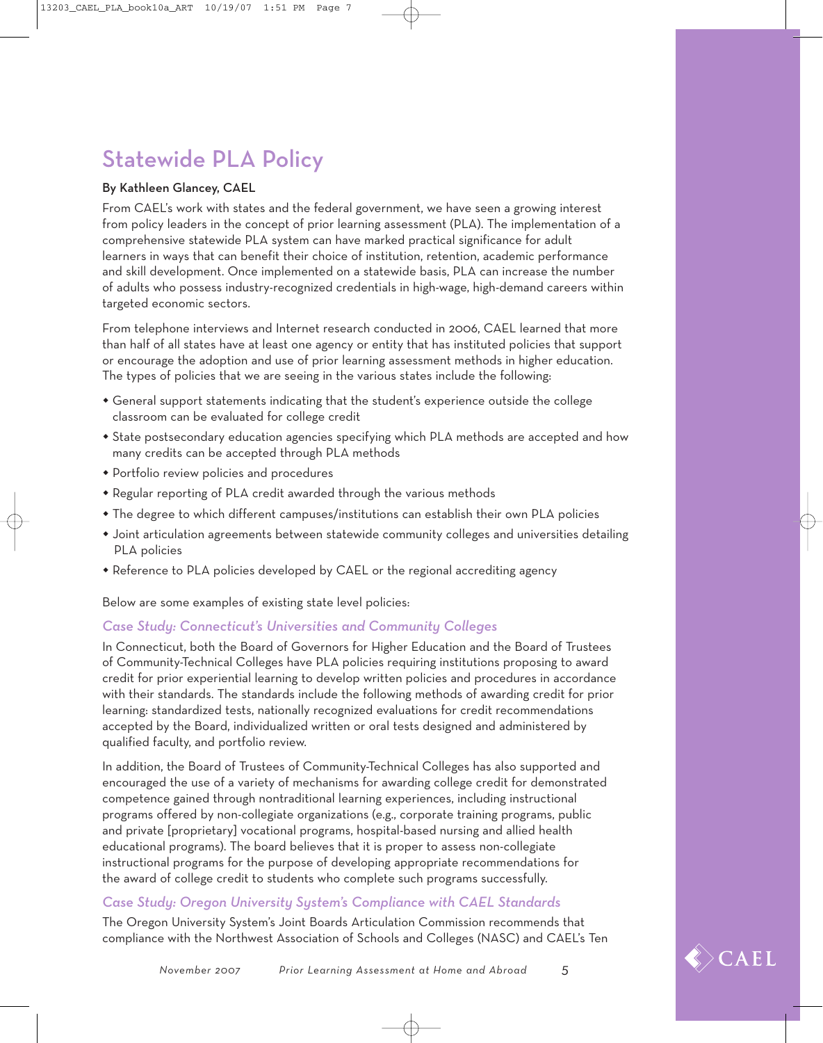# Statewide PLA Policy

**By Kathleen Glancey, CAEL**

From CAEL's work with states and the federal government, we have seen a growing interest from policy leaders in the concept of prior learning assessment (PLA). The implementation of a comprehensive statewide PLA system can have marked practical significance for adult learners in ways that can benefit their choice of institution, retention, academic performance and skill development. Once implemented on a statewide basis, PLA can increase the number of adults who possess industry-recognized credentials in high-wage, high-demand careers within targeted economic sectors.

From telephone interviews and Internet research conducted in 2006, CAEL learned that more than half of all states have at least one agency or entity that has instituted policies that support or encourage the adoption and use of prior learning assessment methods in higher education. The types of policies that we are seeing in the various states include the following:

- General support statements indicating that the student's experience outside the college classroom can be evaluated for college credit
- State postsecondary education agencies specifying which PLA methods are accepted and how many credits can be accepted through PLA methods
- Portfolio review policies and procedures
- Regular reporting of PLA credit awarded through the various methods
- The degree to which different campuses/institutions can establish their own PLA policies
- Joint articulation agreements between statewide community colleges and universities detailing PLA policies
- Reference to PLA policies developed by CAEL or the regional accrediting agency

Below are some examples of existing state level policies:

### *Case Study: Connecticut's Universities and Community Colleges*

In Connecticut, both the Board of Governors for Higher Education and the Board of Trustees of Community-Technical Colleges have PLA policies requiring institutions proposing to award credit for prior experiential learning to develop written policies and procedures in accordance with their standards. The standards include the following methods of awarding credit for prior learning: standardized tests, nationally recognized evaluations for credit recommendations accepted by the Board, individualized written or oral tests designed and administered by qualified faculty, and portfolio review.

In addition, the Board of Trustees of Community-Technical Colleges has also supported and encouraged the use of a variety of mechanisms for awarding college credit for demonstrated competence gained through nontraditional learning experiences, including instructional programs offered by non-collegiate organizations (e.g., corporate training programs, public and private [proprietary] vocational programs, hospital-based nursing and allied health educational programs). The board believes that it is proper to assess non-collegiate instructional programs for the purpose of developing appropriate recommendations for the award of college credit to students who complete such programs successfully.

### *Case Study: Oregon University System's Compliance with CAEL Standards*

The Oregon University System's Joint Boards Articulation Commission recommends that compliance with the Northwest Association of Schools and Colleges (NASC) and CAEL's Ten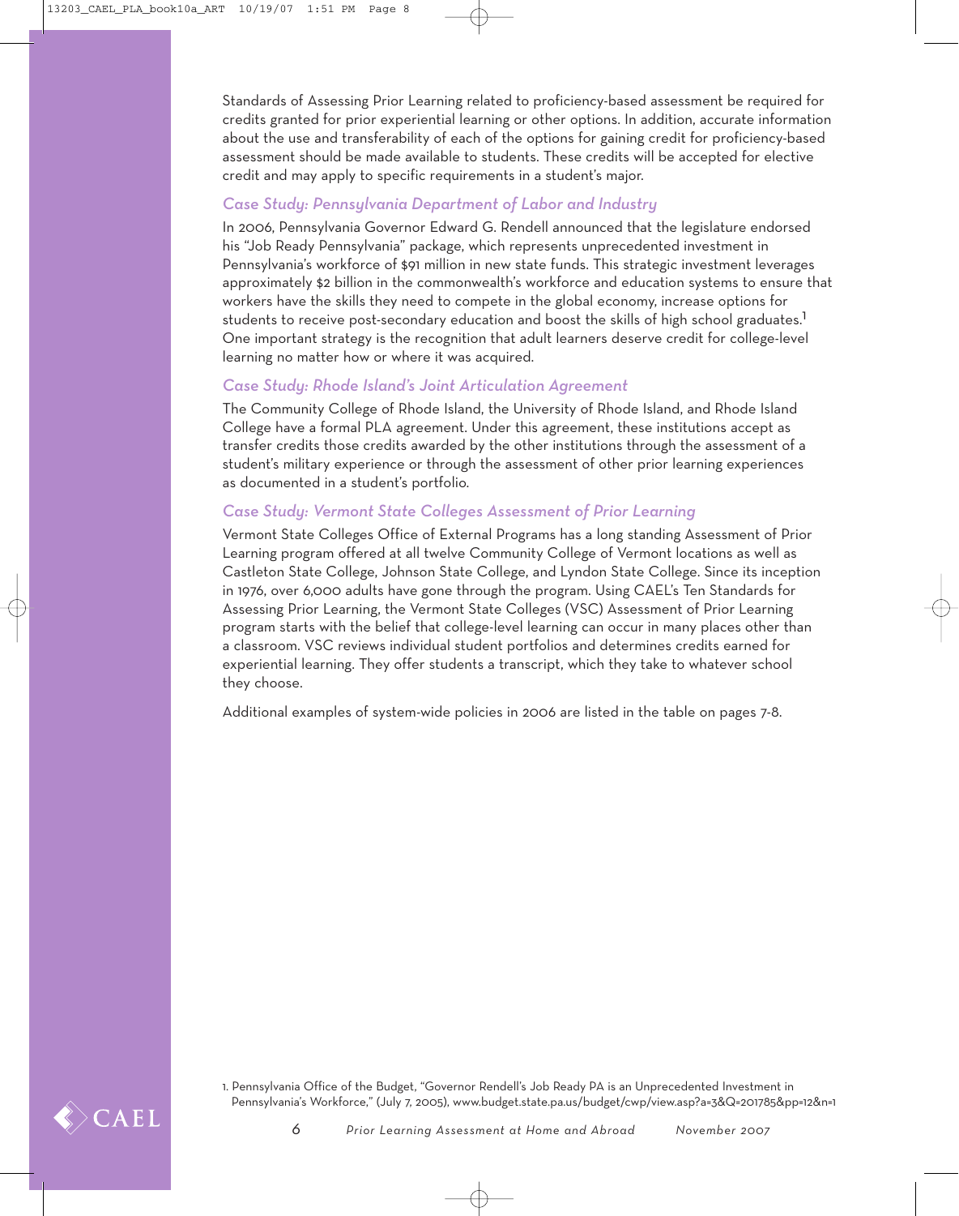Standards of Assessing Prior Learning related to proficiency-based assessment be required for credits granted for prior experiential learning or other options. In addition, accurate information about the use and transferability of each of the options for gaining credit for proficiency-based assessment should be made available to students. These credits will be accepted for elective credit and may apply to specific requirements in a student's major.

### *Case Study: Pennsylvania Department of Labor and Industry*

In 2006, Pennsylvania Governor Edward G. Rendell announced that the legislature endorsed his "Job Ready Pennsylvania" package, which represents unprecedented investment in Pennsylvania's workforce of $91 million in new state funds. This strategic investment leverages approximately $2 billion in the commonwealth's workforce and education systems to ensure that workers have the skills they need to compete in the global economy, increase options for students to receive post-secondary education and boost the skills of high school graduates.[1] One important strategy is the recognition that adult learners deserve credit for college-level learning no matter how or where it was acquired.

### *Case Study: Rhode Island's Joint Articulation Agreement*

The Community College of Rhode Island, the University of Rhode Island, and Rhode Island College have a formal PLA agreement. Under this agreement, these institutions accept as transfer credits those credits awarded by the other institutions through the assessment of a student's military experience or through the assessment of other prior learning experiences as documented in a student's portfolio.

### *Case Study: Vermont State Colleges Assessment of Prior Learning*

Vermont State Colleges Office of External Programs has a long standing Assessment of Prior Learning program offered at all twelve Community College of Vermont locations as well as Castleton State College, Johnson State College, and Lyndon State College. Since its inception in 1976, over 6,000 adults have gone through the program. Using CAEL's Ten Standards for Assessing Prior Learning, the Vermont State Colleges (VSC) Assessment of Prior Learning program starts with the belief that college-level learning can occur in many places other than a classroom. VSC reviews individual student portfolios and determines credits earned for experiential learning. They offer students a transcript, which they take to whatever school they choose.

Additional examples of system-wide policies in 2006 are listed in the table on pages 7-8.

1. Pennsylvania Office of the Budget, "Governor Rendell's Job Ready PA is an Unprecedented Investment in Pennsylvania's Workforce," (July 7, 2005), www.budget.state.pa.us/budget/cwp/view.asp?a=3&Q=201785&pp=12&n=1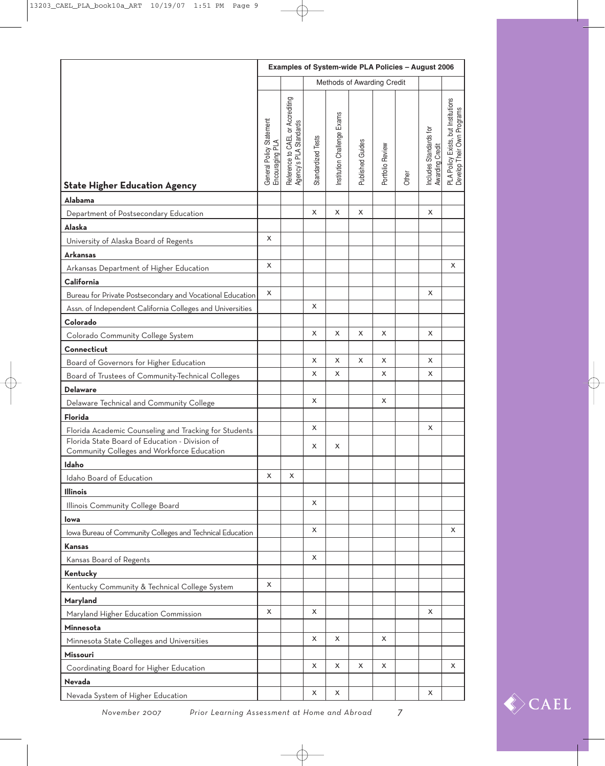| State Higher Education Agency | Examples of System-wide PLA Policies – August 2006 | | | | | | | | |
|---|---|---|---|---|---|---|---|---|---|
| | | | Methods of Awarding Credit | | | | | | |
| | General Policy Statement Encouraging PLA | Reference to CAEL or Accrediting Agency's PLA Standards | Standardized Tests | Institution Challenge Exams | Published Guides | Portfolio Review | Other | Includes Standards for Awarding Credit | PLA Policy Exists, but Institutions Develop Their Own Programs |
| **Alabama** | | | | | | | | | |
| Department of Postsecondary Education | | | x | x | x | | | x | |
| **Alaska** | | | | | | | | | |
| University of Alaska Board of Regents | x | | | | | | | | |
| **Arkansas** | | | | | | | | | |
| Arkansas Department of Higher Education | x | | | | | | | | x |
| **California** | | | | | | | | | |
| Bureau for Private Postsecondary and Vocational Education | x | | | | | | | x | |
| Assn. of Independent California Colleges and Universities | | | x | | | | | | |
| **Colorado** | | | | | | | | | |
| Colorado Community College System | | | x | x | x | x | | x | |
| **Connecticut** | | | | | | | | | |
| Board of Governors for Higher Education | | | x | x | x | x | | x | |
| Board of Trustees of Community-Technical Colleges | | | x | x | | x | | x | |
| **Delaware** | | | | | | | | | |
| Delaware Technical and Community College | | | x | | | x | | | |
| **Florida** | | | | | | | | | |
| Florida Academic Counseling and Tracking for Students | | | x | | | | | x | |
| Florida State Board of Education - Division of Community Colleges and Workforce Education | | | x | x | | | | | |
| **Idaho** | | | | | | | | | |
| Idaho Board of Education | x | x | | | | | | | |
| **Illinois** | | | | | | | | | |
| Illinois Community College Board | | | x | | | | | | |
| **Iowa** | | | | | | | | | |
| Iowa Bureau of Community Colleges and Technical Education | | | x | | | | | | x |
| **Kansas** | | | | | | | | | |
| Kansas Board of Regents | | | x | | | | | | |
| **Kentucky** | | | | | | | | | |
| Kentucky Community & Technical College System | x | | | | | | | | |
| **Maryland** | | | | | | | | | |
| Maryland Higher Education Commission | x | | x | | | | | x | |
| **Minnesota** | | | | | | | | | |
| Minnesota State Colleges and Universities | | | x | x | | x | | | |
| **Missouri** | | | | | | | | | |
| Coordinating Board for Higher Education | | | x | x | x | x | | | x |
| **Nevada** | | | | | | | | | |
| Nevada System of Higher Education | | | x | x | | | | x | |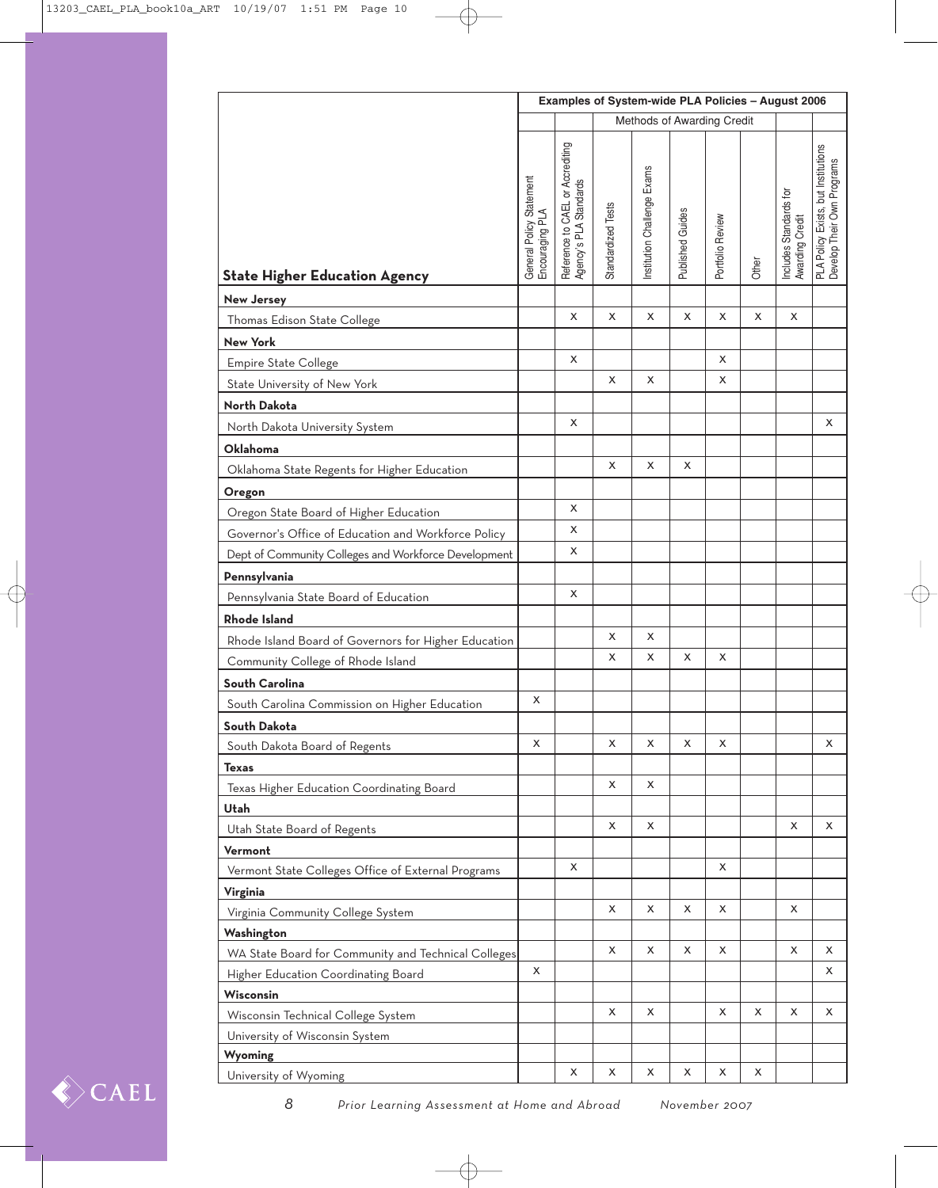| State Higher Education Agency | Examples of System-wide PLA Policies – August 2006 | | | | | | | | |
|---|---|---|---|---|---|---|---|---|---|
| | | | Methods of Awarding Credit | | | | | | |
| | General Policy Statement Encouraging PLA | Reference to CAEL or Accrediting Agency's PLA Standards | Standardized Tests | Institution Challenge Exams | Published Guides | Portfolio Review | Other | Includes Standards for Awarding Credit | PLA Policy Exists, but Institutions Develop Their Own Programs |
| **New Jersey** | | | | | | | | | |
| Thomas Edison State College | | x | x | x | x | x | x | x | |
| **New York** | | | | | | | | | |
| Empire State College | | x | | | | x | | | |
| State University of New York | | | x | x | | x | | | |
| **North Dakota** | | | | | | | | | |
| North Dakota University System | | x | | | | | | | x |
| **Oklahoma** | | | | | | | | | |
| Oklahoma State Regents for Higher Education | | | x | x | x | | | | |
| **Oregon** | | | | | | | | | |
| Oregon State Board of Higher Education | | x | | | | | | | |
| Governor's Office of Education and Workforce Policy | | x | | | | | | | |
| Dept of Community Colleges and Workforce Development | | x | | | | | | | |
| **Pennsylvania** | | | | | | | | | |
| Pennsylvania State Board of Education | | x | | | | | | | |
| **Rhode Island** | | | | | | | | | |
| Rhode Island Board of Governors for Higher Education | | | x | x | | | | | |
| Community College of Rhode Island | | | x | x | x | x | | | |
| **South Carolina** | | | | | | | | | |
| South Carolina Commission on Higher Education | x | | | | | | | | |
| **South Dakota** | | | | | | | | | |
| South Dakota Board of Regents | x | | x | x | x | x | | | x |
| **Texas** | | | | | | | | | |
| Texas Higher Education Coordinating Board | | | x | x | | | | | |
| **Utah** | | | | | | | | | |
| Utah State Board of Regents | | | x | x | | | | x | x |
| **Vermont** | | | | | | | | | |
| Vermont State Colleges Office of External Programs | | x | | | | x | | | |
| **Virginia** | | | | | | | | | |
| Virginia Community College System | | | x | x | x | x | | x | |
| **Washington** | | | | | | | | | |
| WA State Board for Community and Technical Colleges | | | x | x | x | x | | x | x |
| Higher Education Coordinating Board | x | | | | | | | | x |
| **Wisconsin** | | | | | | | | | |
| Wisconsin Technical College System | | | x | x | | x | x | x | x |
| University of Wisconsin System | | | | | | | | | |
| **Wyoming** | | | | | | | | | |
| University of Wyoming | | x | x | x | x | x | x | | |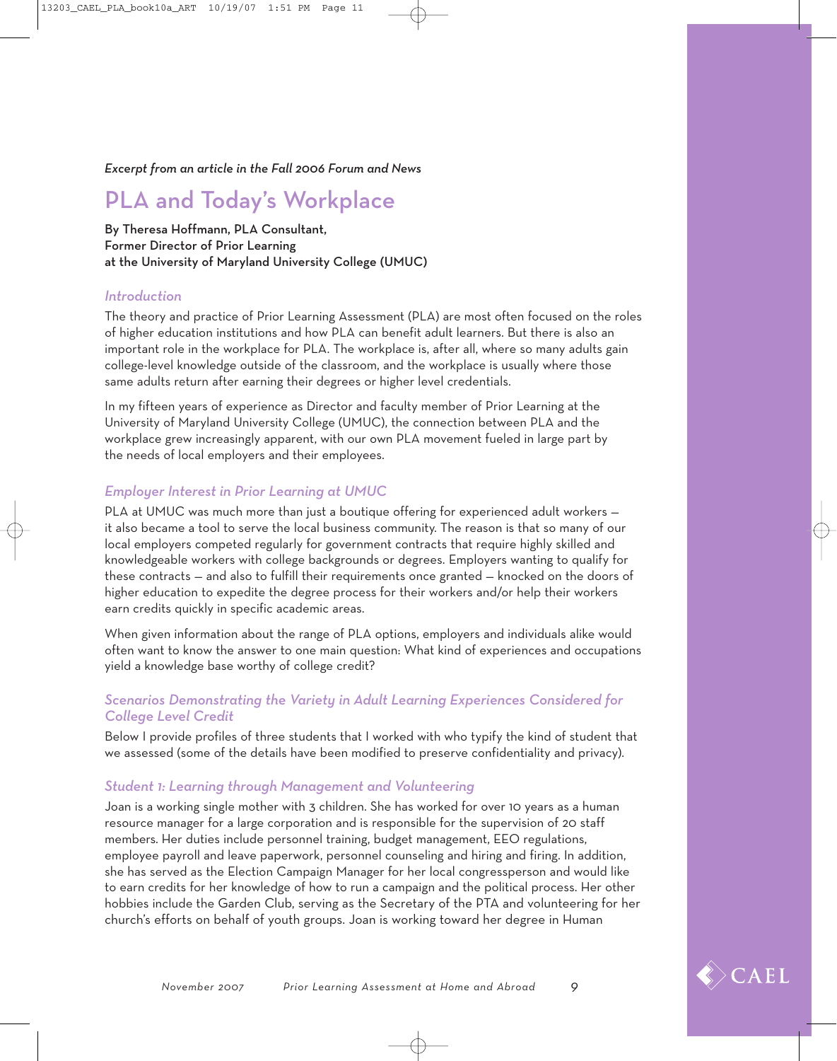*Excerpt from an article in the Fall 2006 Forum and News*

# PLA and Today's Workplace

**By Theresa Hoffmann, PLA Consultant, Former Director of Prior Learning at the University of Maryland University College (UMUC)**

## *Introduction*

The theory and practice of Prior Learning Assessment (PLA) are most often focused on the roles of higher education institutions and how PLA can benefit adult learners. But there is also an important role in the workplace for PLA. The workplace is, after all, where so many adults gain college-level knowledge outside of the classroom, and the workplace is usually where those same adults return after earning their degrees or higher level credentials.

In my fifteen years of experience as Director and faculty member of Prior Learning at the University of Maryland University College (UMUC), the connection between PLA and the workplace grew increasingly apparent, with our own PLA movement fueled in large part by the needs of local employers and their employees.

## *Employer Interest in Prior Learning at UMUC*

PLA at UMUC was much more than just a boutique offering for experienced adult workers – it also became a tool to serve the local business community. The reason is that so many of our local employers competed regularly for government contracts that require highly skilled and knowledgeable workers with college backgrounds or degrees. Employers wanting to qualify for these contracts – and also to fulfill their requirements once granted – knocked on the doors of higher education to expedite the degree process for their workers and/or help their workers earn credits quickly in specific academic areas.

When given information about the range of PLA options, employers and individuals alike would often want to know the answer to one main question: What kind of experiences and occupations yield a knowledge base worthy of college credit?

## *Scenarios Demonstrating the Variety in Adult Learning Experiences Considered for College Level Credit*

Below I provide profiles of three students that I worked with who typify the kind of student that we assessed (some of the details have been modified to preserve confidentiality and privacy).

### *Student 1: Learning through Management and Volunteering*

Joan is a working single mother with 3 children. She has worked for over 10 years as a human resource manager for a large corporation and is responsible for the supervision of 20 staff members. Her duties include personnel training, budget management, EEO regulations, employee payroll and leave paperwork, personnel counseling and hiring and firing. In addition, she has served as the Election Campaign Manager for her local congressperson and would like to earn credits for her knowledge of how to run a campaign and the political process. Her other hobbies include the Garden Club, serving as the Secretary of the PTA and volunteering for her church's efforts on behalf of youth groups. Joan is working toward her degree in Human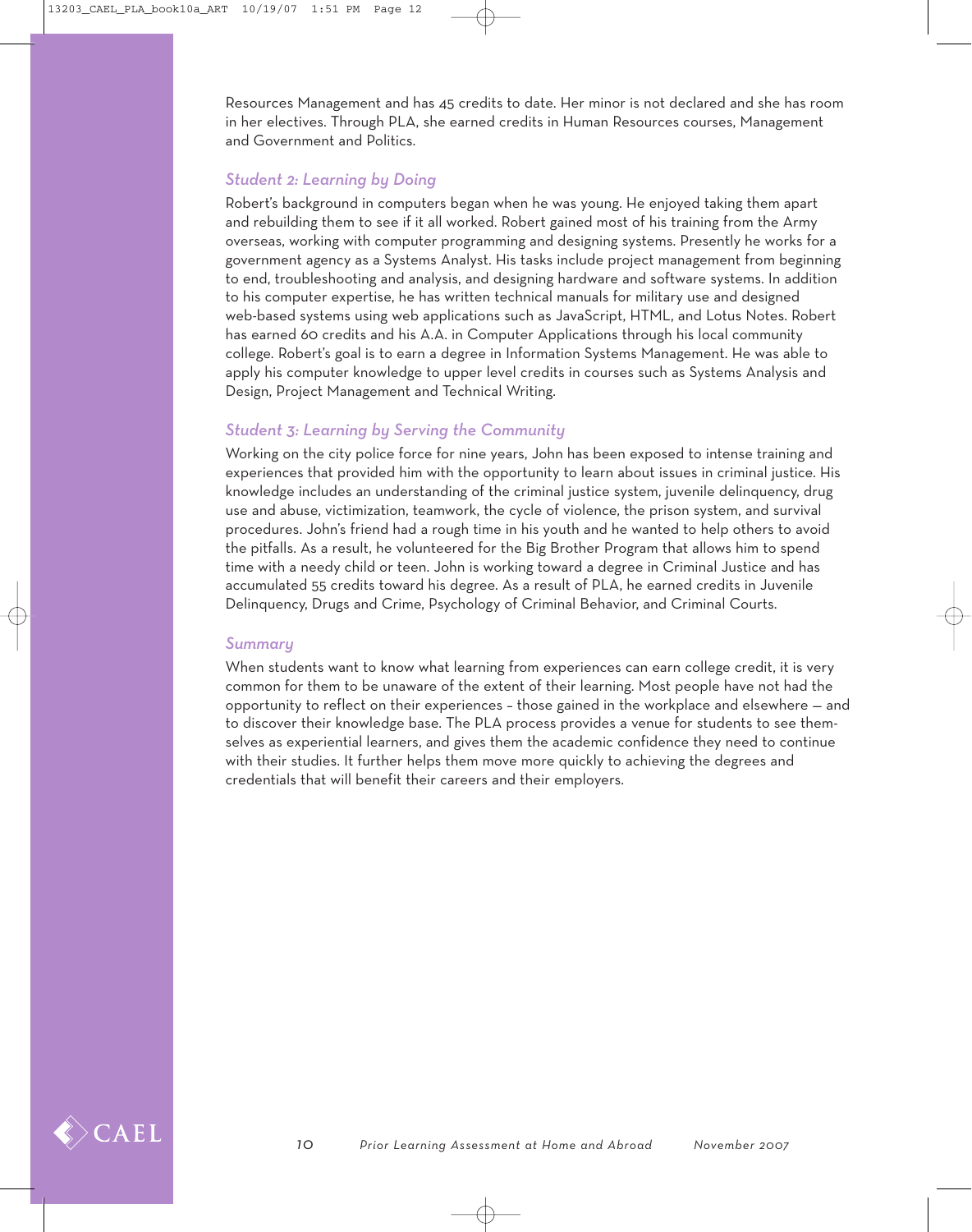Resources Management and has 45 credits to date. Her minor is not declared and she has room in her electives. Through PLA, she earned credits in Human Resources courses, Management and Government and Politics.

### *Student 2: Learning by Doing*

Robert's background in computers began when he was young. He enjoyed taking them apart and rebuilding them to see if it all worked. Robert gained most of his training from the Army overseas, working with computer programming and designing systems. Presently he works for a government agency as a Systems Analyst. His tasks include project management from beginning to end, troubleshooting and analysis, and designing hardware and software systems. In addition to his computer expertise, he has written technical manuals for military use and designed web-based systems using web applications such as JavaScript, HTML, and Lotus Notes. Robert has earned 60 credits and his A.A. in Computer Applications through his local community college. Robert's goal is to earn a degree in Information Systems Management. He was able to apply his computer knowledge to upper level credits in courses such as Systems Analysis and Design, Project Management and Technical Writing.

### *Student 3: Learning by Serving the Community*

Working on the city police force for nine years, John has been exposed to intense training and experiences that provided him with the opportunity to learn about issues in criminal justice. His knowledge includes an understanding of the criminal justice system, juvenile delinquency, drug use and abuse, victimization, teamwork, the cycle of violence, the prison system, and survival procedures. John's friend had a rough time in his youth and he wanted to help others to avoid the pitfalls. As a result, he volunteered for the Big Brother Program that allows him to spend time with a needy child or teen. John is working toward a degree in Criminal Justice and has accumulated 55 credits toward his degree. As a result of PLA, he earned credits in Juvenile Delinquency, Drugs and Crime, Psychology of Criminal Behavior, and Criminal Courts.

### *Summary*

When students want to know what learning from experiences can earn college credit, it is very common for them to be unaware of the extent of their learning. Most people have not had the opportunity to reflect on their experiences – those gained in the workplace and elsewhere — and to discover their knowledge base. The PLA process provides a venue for students to see themselves as experiential learners, and gives them the academic confidence they need to continue with their studies. It further helps them move more quickly to achieving the degrees and credentials that will benefit their careers and their employers.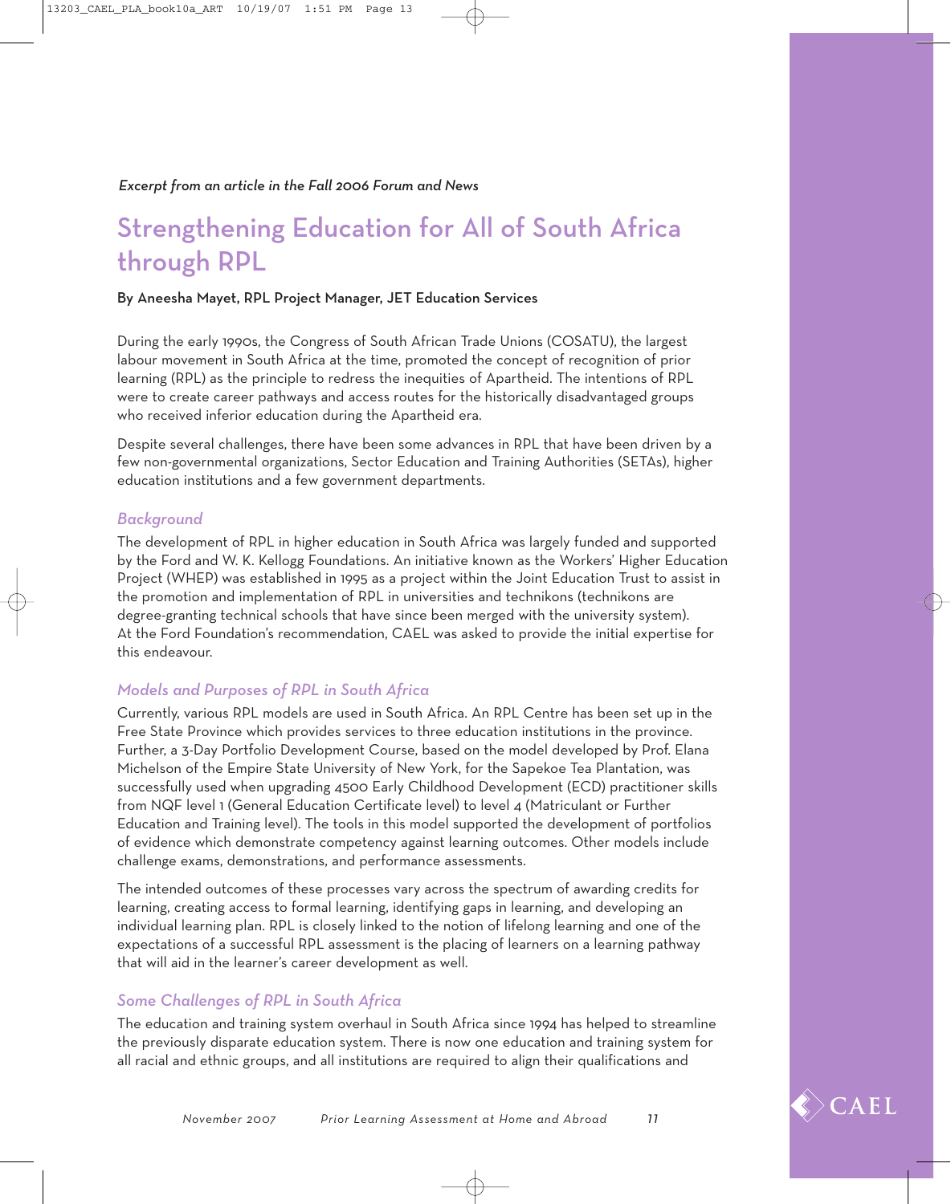*Excerpt from an article in the Fall 2006 Forum and News*

# Strengthening Education for All of South Africa through RPL

**By Aneesha Mayet, RPL Project Manager, JET Education Services**

During the early 1990s, the Congress of South African Trade Unions (COSATU), the largest labour movement in South Africa at the time, promoted the concept of recognition of prior learning (RPL) as the principle to redress the inequities of Apartheid. The intentions of RPL were to create career pathways and access routes for the historically disadvantaged groups who received inferior education during the Apartheid era.

Despite several challenges, there have been some advances in RPL that have been driven by a few non-governmental organizations, Sector Education and Training Authorities (SETAs), higher education institutions and a few government departments.

## *Background*

The development of RPL in higher education in South Africa was largely funded and supported by the Ford and W. K. Kellogg Foundations. An initiative known as the Workers' Higher Education Project (WHEP) was established in 1995 as a project within the Joint Education Trust to assist in the promotion and implementation of RPL in universities and technikons (technikons are degree-granting technical schools that have since been merged with the university system). At the Ford Foundation's recommendation, CAEL was asked to provide the initial expertise for this endeavour.

## *Models and Purposes of RPL in South Africa*

Currently, various RPL models are used in South Africa. An RPL Centre has been set up in the Free State Province which provides services to three education institutions in the province. Further, a 3-Day Portfolio Development Course, based on the model developed by Prof. Elana Michelson of the Empire State University of New York, for the Sapekoe Tea Plantation, was successfully used when upgrading 4500 Early Childhood Development (ECD) practitioner skills from NQF level 1 (General Education Certificate level) to level 4 (Matriculant or Further Education and Training level). The tools in this model supported the development of portfolios of evidence which demonstrate competency against learning outcomes. Other models include challenge exams, demonstrations, and performance assessments.

The intended outcomes of these processes vary across the spectrum of awarding credits for learning, creating access to formal learning, identifying gaps in learning, and developing an individual learning plan. RPL is closely linked to the notion of lifelong learning and one of the expectations of a successful RPL assessment is the placing of learners on a learning pathway that will aid in the learner's career development as well.

## *Some Challenges of RPL in South Africa*

The education and training system overhaul in South Africa since 1994 has helped to streamline the previously disparate education system. There is now one education and training system for all racial and ethnic groups, and all institutions are required to align their qualifications and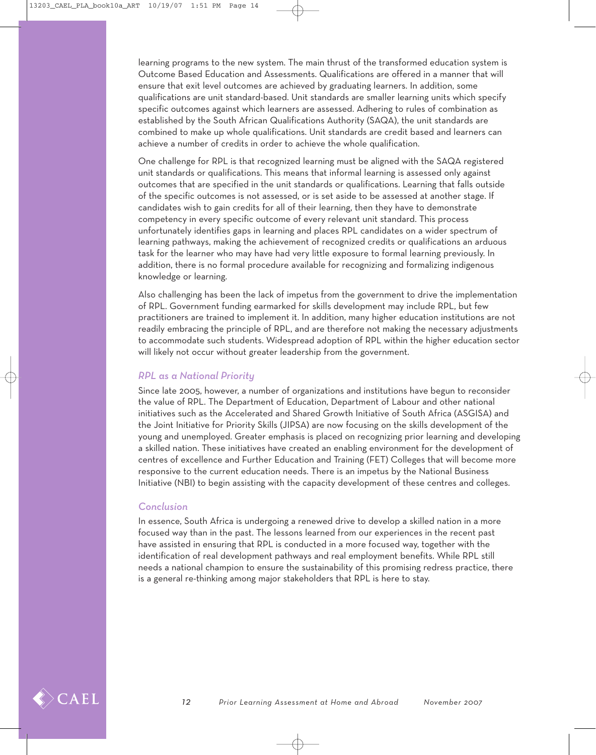learning programs to the new system. The main thrust of the transformed education system is Outcome Based Education and Assessments. Qualifications are offered in a manner that will ensure that exit level outcomes are achieved by graduating learners. In addition, some qualifications are unit standard-based. Unit standards are smaller learning units which specify specific outcomes against which learners are assessed. Adhering to rules of combination as established by the South African Qualifications Authority (SAQA), the unit standards are combined to make up whole qualifications. Unit standards are credit based and learners can achieve a number of credits in order to achieve the whole qualification.

One challenge for RPL is that recognized learning must be aligned with the SAQA registered unit standards or qualifications. This means that informal learning is assessed only against outcomes that are specified in the unit standards or qualifications. Learning that falls outside of the specific outcomes is not assessed, or is set aside to be assessed at another stage. If candidates wish to gain credits for all of their learning, then they have to demonstrate competency in every specific outcome of every relevant unit standard. This process unfortunately identifies gaps in learning and places RPL candidates on a wider spectrum of learning pathways, making the achievement of recognized credits or qualifications an arduous task for the learner who may have had very little exposure to formal learning previously. In addition, there is no formal procedure available for recognizing and formalizing indigenous knowledge or learning.

Also challenging has been the lack of impetus from the government to drive the implementation of RPL. Government funding earmarked for skills development may include RPL, but few practitioners are trained to implement it. In addition, many higher education institutions are not readily embracing the principle of RPL, and are therefore not making the necessary adjustments to accommodate such students. Widespread adoption of RPL within the higher education sector will likely not occur without greater leadership from the government.

### *RPL as a National Priority*

Since late 2005, however, a number of organizations and institutions have begun to reconsider the value of RPL. The Department of Education, Department of Labour and other national initiatives such as the Accelerated and Shared Growth Initiative of South Africa (ASGISA) and the Joint Initiative for Priority Skills (JIPSA) are now focusing on the skills development of the young and unemployed. Greater emphasis is placed on recognizing prior learning and developing a skilled nation. These initiatives have created an enabling environment for the development of centres of excellence and Further Education and Training (FET) Colleges that will become more responsive to the current education needs. There is an impetus by the National Business Initiative (NBI) to begin assisting with the capacity development of these centres and colleges.

### *Conclusion*

In essence, South Africa is undergoing a renewed drive to develop a skilled nation in a more focused way than in the past. The lessons learned from our experiences in the recent past have assisted in ensuring that RPL is conducted in a more focused way, together with the identification of real development pathways and real employment benefits. While RPL still needs a national champion to ensure the sustainability of this promising redress practice, there is a general re-thinking among major stakeholders that RPL is here to stay.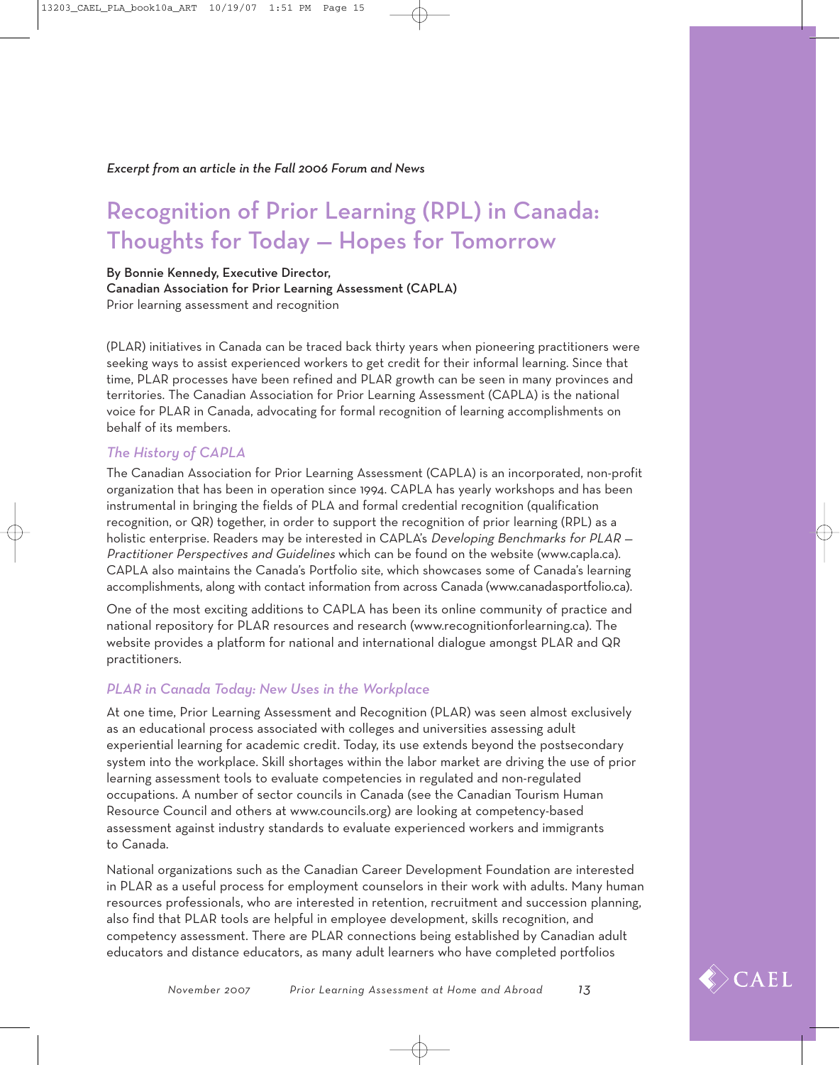*Excerpt from an article in the Fall 2006 Forum and News*

# Recognition of Prior Learning (RPL) in Canada: Thoughts for Today — Hopes for Tomorrow

**By Bonnie Kennedy, Executive Director,**
**Canadian Association for Prior Learning Assessment (CAPLA)**
Prior learning assessment and recognition

(PLAR) initiatives in Canada can be traced back thirty years when pioneering practitioners were seeking ways to assist experienced workers to get credit for their informal learning. Since that time, PLAR processes have been refined and PLAR growth can be seen in many provinces and territories. The Canadian Association for Prior Learning Assessment (CAPLA) is the national voice for PLAR in Canada, advocating for formal recognition of learning accomplishments on behalf of its members.

## *The History of CAPLA*

The Canadian Association for Prior Learning Assessment (CAPLA) is an incorporated, non-profit organization that has been in operation since 1994. CAPLA has yearly workshops and has been instrumental in bringing the fields of PLA and formal credential recognition (qualification recognition, or QR) together, in order to support the recognition of prior learning (RPL) as a holistic enterprise. Readers may be interested in CAPLA's *Developing Benchmarks for PLAR — Practitioner Perspectives and Guidelines* which can be found on the website (www.capla.ca). CAPLA also maintains the Canada's Portfolio site, which showcases some of Canada's learning accomplishments, along with contact information from across Canada (www.canadasportfolio.ca).

One of the most exciting additions to CAPLA has been its online community of practice and national repository for PLAR resources and research (www.recognitionforlearning.ca). The website provides a platform for national and international dialogue amongst PLAR and QR practitioners.

## *PLAR in Canada Today: New Uses in the Workplace*

At one time, Prior Learning Assessment and Recognition (PLAR) was seen almost exclusively as an educational process associated with colleges and universities assessing adult experiential learning for academic credit. Today, its use extends beyond the postsecondary system into the workplace. Skill shortages within the labor market are driving the use of prior learning assessment tools to evaluate competencies in regulated and non-regulated occupations. A number of sector councils in Canada (see the Canadian Tourism Human Resource Council and others at www.councils.org) are looking at competency-based assessment against industry standards to evaluate experienced workers and immigrants to Canada.

National organizations such as the Canadian Career Development Foundation are interested in PLAR as a useful process for employment counselors in their work with adults. Many human resources professionals, who are interested in retention, recruitment and succession planning, also find that PLAR tools are helpful in employee development, skills recognition, and competency assessment. There are PLAR connections being established by Canadian adult educators and distance educators, as many adult learners who have completed portfolios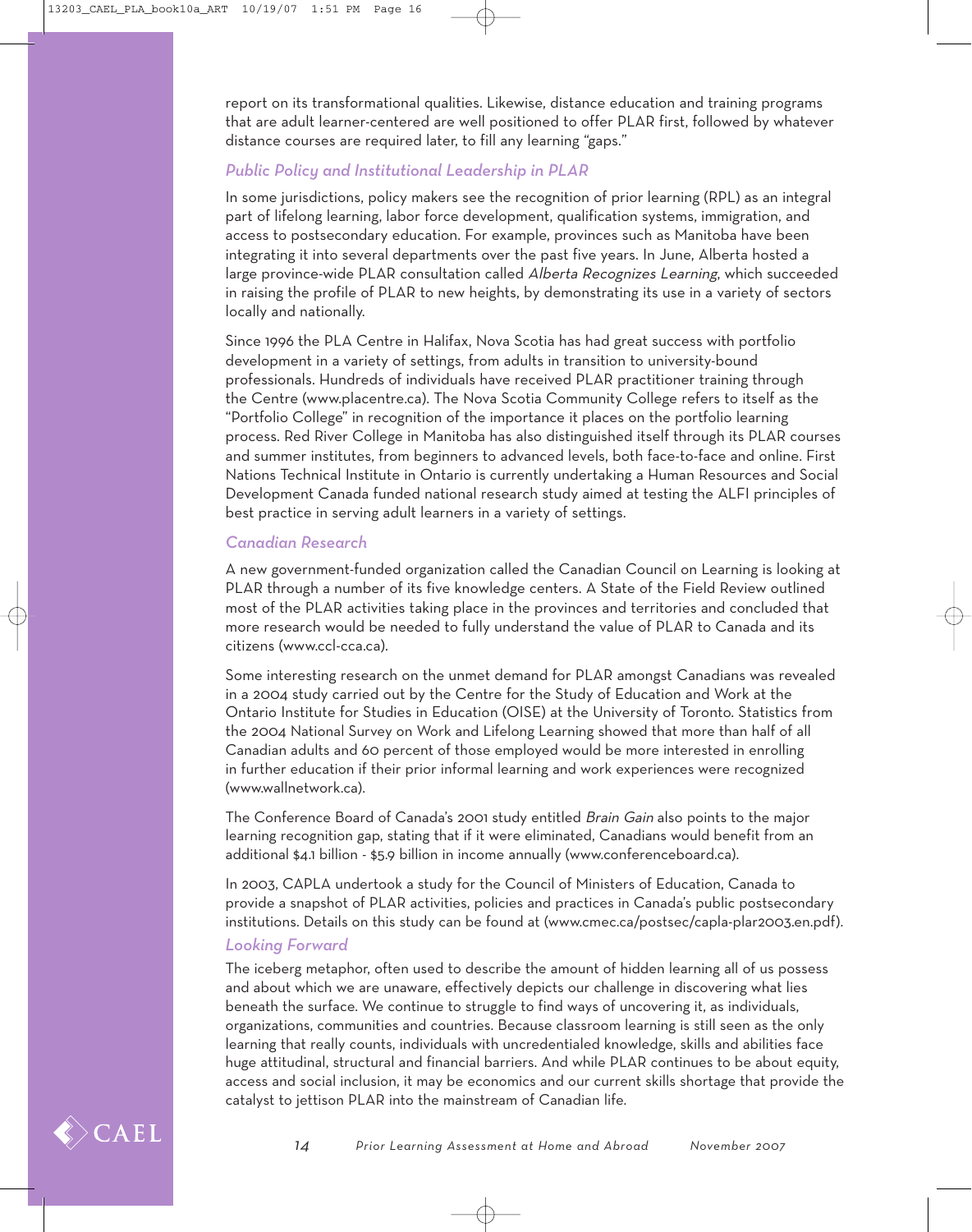report on its transformational qualities. Likewise, distance education and training programs that are adult learner-centered are well positioned to offer PLAR first, followed by whatever distance courses are required later, to fill any learning "gaps."

### *Public Policy and Institutional Leadership in PLAR*

In some jurisdictions, policy makers see the recognition of prior learning (RPL) as an integral part of lifelong learning, labor force development, qualification systems, immigration, and access to postsecondary education. For example, provinces such as Manitoba have been integrating it into several departments over the past five years. In June, Alberta hosted a large province-wide PLAR consultation called *Alberta Recognizes Learning*, which succeeded in raising the profile of PLAR to new heights, by demonstrating its use in a variety of sectors locally and nationally.

Since 1996 the PLA Centre in Halifax, Nova Scotia has had great success with portfolio development in a variety of settings, from adults in transition to university-bound professionals. Hundreds of individuals have received PLAR practitioner training through the Centre (www.placentre.ca). The Nova Scotia Community College refers to itself as the "Portfolio College" in recognition of the importance it places on the portfolio learning process. Red River College in Manitoba has also distinguished itself through its PLAR courses and summer institutes, from beginners to advanced levels, both face-to-face and online. First Nations Technical Institute in Ontario is currently undertaking a Human Resources and Social Development Canada funded national research study aimed at testing the ALFI principles of best practice in serving adult learners in a variety of settings.

### *Canadian Research*

A new government-funded organization called the Canadian Council on Learning is looking at PLAR through a number of its five knowledge centers. A State of the Field Review outlined most of the PLAR activities taking place in the provinces and territories and concluded that more research would be needed to fully understand the value of PLAR to Canada and its citizens (www.ccl-cca.ca).

Some interesting research on the unmet demand for PLAR amongst Canadians was revealed in a 2004 study carried out by the Centre for the Study of Education and Work at the Ontario Institute for Studies in Education (OISE) at the University of Toronto. Statistics from the 2004 National Survey on Work and Lifelong Learning showed that more than half of all Canadian adults and 60 percent of those employed would be more interested in enrolling in further education if their prior informal learning and work experiences were recognized (www.wallnetwork.ca).

The Conference Board of Canada's 2001 study entitled *Brain Gain* also points to the major learning recognition gap, stating that if it were eliminated, Canadians would benefit from an additional $4.1 billion - $5.9 billion in income annually (www.conferenceboard.ca).

In 2003, CAPLA undertook a study for the Council of Ministers of Education, Canada to provide a snapshot of PLAR activities, policies and practices in Canada's public postsecondary institutions. Details on this study can be found at (www.cmec.ca/postsec/capla-plar2003.en.pdf).

### *Looking Forward*

The iceberg metaphor, often used to describe the amount of hidden learning all of us possess and about which we are unaware, effectively depicts our challenge in discovering what lies beneath the surface. We continue to struggle to find ways of uncovering it, as individuals, organizations, communities and countries. Because classroom learning is still seen as the only learning that really counts, individuals with uncredentialed knowledge, skills and abilities face huge attitudinal, structural and financial barriers. And while PLAR continues to be about equity, access and social inclusion, it may be economics and our current skills shortage that provide the catalyst to jettison PLAR into the mainstream of Canadian life.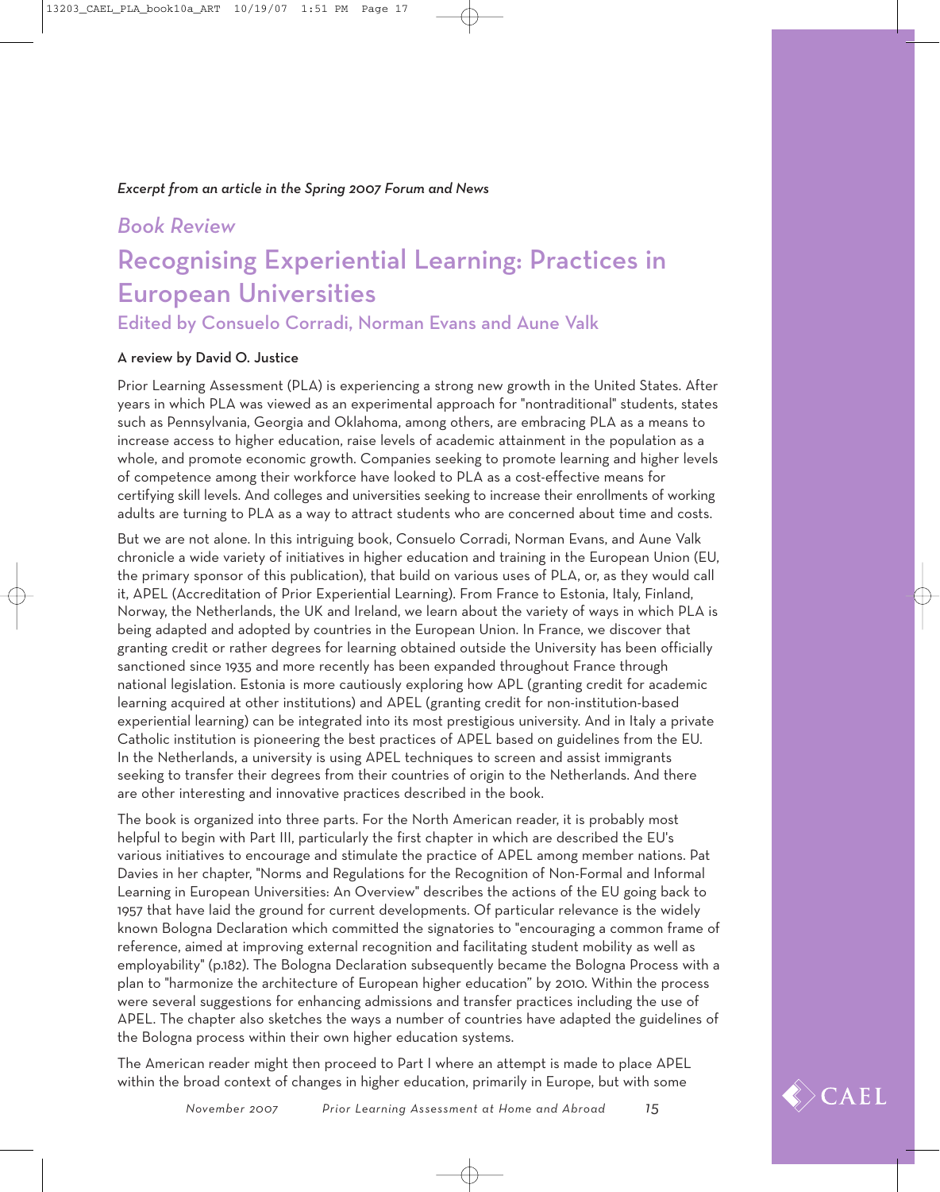*Excerpt from an article in the Spring 2007 Forum and News*

## *Book Review*

# Recognising Experiential Learning: Practices in European Universities

### Edited by Consuelo Corradi, Norman Evans and Aune Valk

**A review by David O. Justice**

Prior Learning Assessment (PLA) is experiencing a strong new growth in the United States. After years in which PLA was viewed as an experimental approach for "nontraditional" students, states such as Pennsylvania, Georgia and Oklahoma, among others, are embracing PLA as a means to increase access to higher education, raise levels of academic attainment in the population as a whole, and promote economic growth. Companies seeking to promote learning and higher levels of competence among their workforce have looked to PLA as a cost-effective means for certifying skill levels. And colleges and universities seeking to increase their enrollments of working adults are turning to PLA as a way to attract students who are concerned about time and costs.

But we are not alone. In this intriguing book, Consuelo Corradi, Norman Evans, and Aune Valk chronicle a wide variety of initiatives in higher education and training in the European Union (EU, the primary sponsor of this publication), that build on various uses of PLA, or, as they would call it, APEL (Accreditation of Prior Experiential Learning). From France to Estonia, Italy, Finland, Norway, the Netherlands, the UK and Ireland, we learn about the variety of ways in which PLA is being adapted and adopted by countries in the European Union. In France, we discover that granting credit or rather degrees for learning obtained outside the University has been officially sanctioned since 1935 and more recently has been expanded throughout France through national legislation. Estonia is more cautiously exploring how APL (granting credit for academic learning acquired at other institutions) and APEL (granting credit for non-institution-based experiential learning) can be integrated into its most prestigious university. And in Italy a private Catholic institution is pioneering the best practices of APEL based on guidelines from the EU. In the Netherlands, a university is using APEL techniques to screen and assist immigrants seeking to transfer their degrees from their countries of origin to the Netherlands. And there are other interesting and innovative practices described in the book.

The book is organized into three parts. For the North American reader, it is probably most helpful to begin with Part III, particularly the first chapter in which are described the EU's various initiatives to encourage and stimulate the practice of APEL among member nations. Pat Davies in her chapter, "Norms and Regulations for the Recognition of Non-Formal and Informal Learning in European Universities: An Overview" describes the actions of the EU going back to 1957 that have laid the ground for current developments. Of particular relevance is the widely known Bologna Declaration which committed the signatories to "encouraging a common frame of reference, aimed at improving external recognition and facilitating student mobility as well as employability" (p.182). The Bologna Declaration subsequently became the Bologna Process with a plan to "harmonize the architecture of European higher education" by 2010. Within the process were several suggestions for enhancing admissions and transfer practices including the use of APEL. The chapter also sketches the ways a number of countries have adapted the guidelines of the Bologna process within their own higher education systems.

The American reader might then proceed to Part I where an attempt is made to place APEL within the broad context of changes in higher education, primarily in Europe, but with some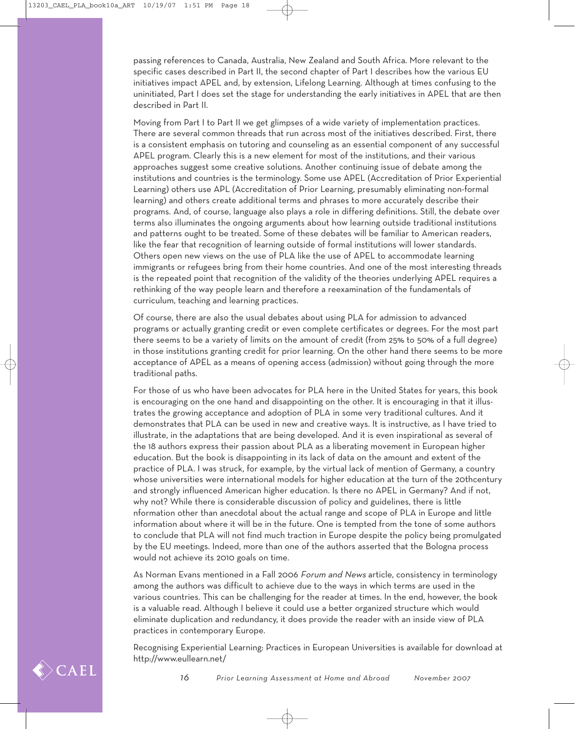passing references to Canada, Australia, New Zealand and South Africa. More relevant to the specific cases described in Part II, the second chapter of Part I describes how the various EU initiatives impact APEL and, by extension, Lifelong Learning. Although at times confusing to the uninitiated, Part I does set the stage for understanding the early initiatives in APEL that are then described in Part II.

Moving from Part I to Part II we get glimpses of a wide variety of implementation practices. There are several common threads that run across most of the initiatives described. First, there is a consistent emphasis on tutoring and counseling as an essential component of any successful APEL program. Clearly this is a new element for most of the institutions, and their various approaches suggest some creative solutions. Another continuing issue of debate among the institutions and countries is the terminology. Some use APEL (Accreditation of Prior Experiential Learning) others use APL (Accreditation of Prior Learning, presumably eliminating non-formal learning) and others create additional terms and phrases to more accurately describe their programs. And, of course, language also plays a role in differing definitions. Still, the debate over terms also illuminates the ongoing arguments about how learning outside traditional institutions and patterns ought to be treated. Some of these debates will be familiar to American readers, like the fear that recognition of learning outside of formal institutions will lower standards. Others open new views on the use of PLA like the use of APEL to accommodate learning immigrants or refugees bring from their home countries. And one of the most interesting threads is the repeated point that recognition of the validity of the theories underlying APEL requires a rethinking of the way people learn and therefore a reexamination of the fundamentals of curriculum, teaching and learning practices.

Of course, there are also the usual debates about using PLA for admission to advanced programs or actually granting credit or even complete certificates or degrees. For the most part there seems to be a variety of limits on the amount of credit (from 25% to 50% of a full degree) in those institutions granting credit for prior learning. On the other hand there seems to be more acceptance of APEL as a means of opening access (admission) without going through the more traditional paths.

For those of us who have been advocates for PLA here in the United States for years, this book is encouraging on the one hand and disappointing on the other. It is encouraging in that it illustrates the growing acceptance and adoption of PLA in some very traditional cultures. And it demonstrates that PLA can be used in new and creative ways. It is instructive, as I have tried to illustrate, in the adaptations that are being developed. And it is even inspirational as several of the 18 authors express their passion about PLA as a liberating movement in European higher education. But the book is disappointing in its lack of data on the amount and extent of the practice of PLA. I was struck, for example, by the virtual lack of mention of Germany, a country whose universities were international models for higher education at the turn of the 20thcentury and strongly influenced American higher education. Is there no APEL in Germany? And if not, why not? While there is considerable discussion of policy and guidelines, there is little nformation other than anecdotal about the actual range and scope of PLA in Europe and little information about where it will be in the future. One is tempted from the tone of some authors to conclude that PLA will not find much traction in Europe despite the policy being promulgated by the EU meetings. Indeed, more than one of the authors asserted that the Bologna process would not achieve its 2010 goals on time.

As Norman Evans mentioned in a Fall 2006 *Forum and News* article, consistency in terminology among the authors was difficult to achieve due to the ways in which terms are used in the various countries. This can be challenging for the reader at times. In the end, however, the book is a valuable read. Although I believe it could use a better organized structure which would eliminate duplication and redundancy, it does provide the reader with an inside view of PLA practices in contemporary Europe.

Recognising Experiential Learning: Practices in European Universities is available for download at http://www.eullearn.net/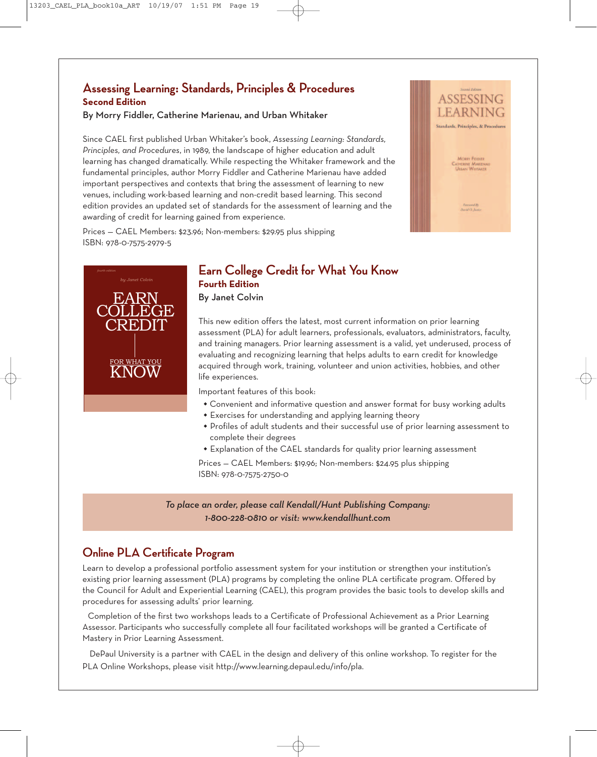## Assessing Learning: Standards, Principles & Procedures

**Second Edition**

**By Morry Fiddler, Catherine Marienau, and Urban Whitaker**

Since CAEL first published Urban Whitaker's book, *Assessing Learning: Standards, Principles, and Procedures*, in 1989, the landscape of higher education and adult learning has changed dramatically. While respecting the Whitaker framework and the fundamental principles, author Morry Fiddler and Catherine Marienau have added important perspectives and contexts that bring the assessment of learning to new venues, including work-based learning and non-credit based learning. This second edition provides an updated set of standards for the assessment of learning and the awarding of credit for learning gained from experience.

Prices — CAEL Members: $23.96; Non-members: $29.95 plus shipping
ISBN: 978-0-7575-2979-5

## Earn College Credit for What You Know

**Fourth Edition**

**By Janet Colvin**

This new edition offers the latest, most current information on prior learning assessment (PLA) for adult learners, professionals, evaluators, administrators, faculty, and training managers. Prior learning assessment is a valid, yet underused, process of evaluating and recognizing learning that helps adults to earn credit for knowledge acquired through work, training, volunteer and union activities, hobbies, and other life experiences.

Important features of this book:

- Convenient and informative question and answer format for busy working adults
- Exercises for understanding and applying learning theory
- Profiles of adult students and their successful use of prior learning assessment to complete their degrees
- Explanation of the CAEL standards for quality prior learning assessment

Prices — CAEL Members: $19.96; Non-members: $24.95 plus shipping
ISBN: 978-0-7575-2750-0

*To place an order, please call Kendall/Hunt Publishing Company: 1-800-228-0810 or visit: www.kendallhunt.com*

## Online PLA Certificate Program

Learn to develop a professional portfolio assessment system for your institution or strengthen your institution's existing prior learning assessment (PLA) programs by completing the online PLA certificate program. Offered by the Council for Adult and Experiential Learning (CAEL), this program provides the basic tools to develop skills and procedures for assessing adults' prior learning.

Completion of the first two workshops leads to a Certificate of Professional Achievement as a Prior Learning Assessor. Participants who successfully complete all four facilitated workshops will be granted a Certificate of Mastery in Prior Learning Assessment.

DePaul University is a partner with CAEL in the design and delivery of this online workshop. To register for the PLA Online Workshops, please visit http://www.learning.depaul.edu/info/pla.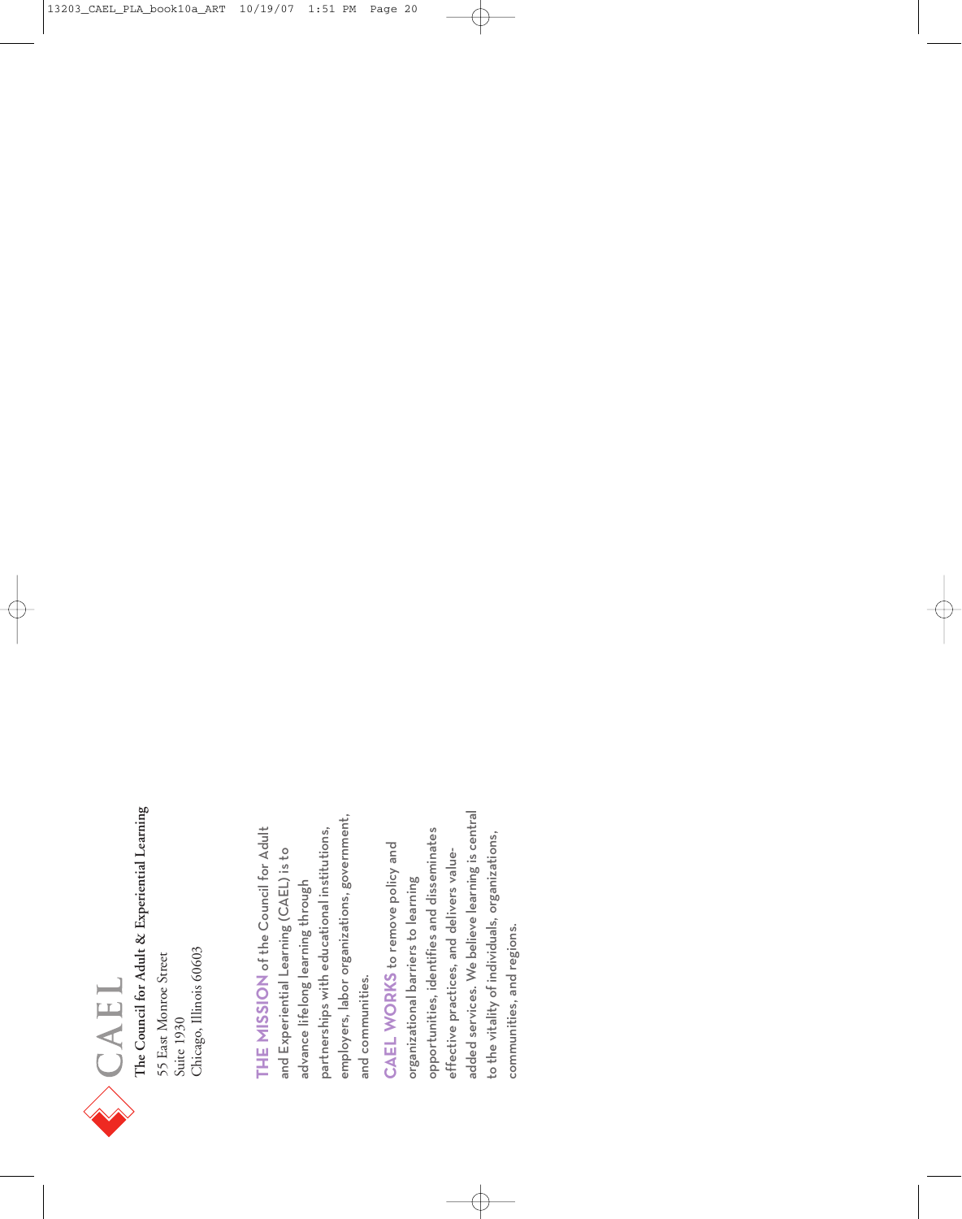CAEL

**The Council for Adult & Experiential Learning**

55 East Monroe Street
Suite 1930
Chicago, Illinois 60603

**THE MISSION** of the Council for Adult and Experiential Learning (CAEL) is to advance lifelong learning through partnerships with educational institutions, employers, labor organizations, government, and communities.

**CAEL WORKS** to remove policy and organizational barriers to learning opportunities, identifies and disseminates effective practices, and delivers value-added services. We believe learning is central to the vitality of individuals, organizations, communities, and regions.